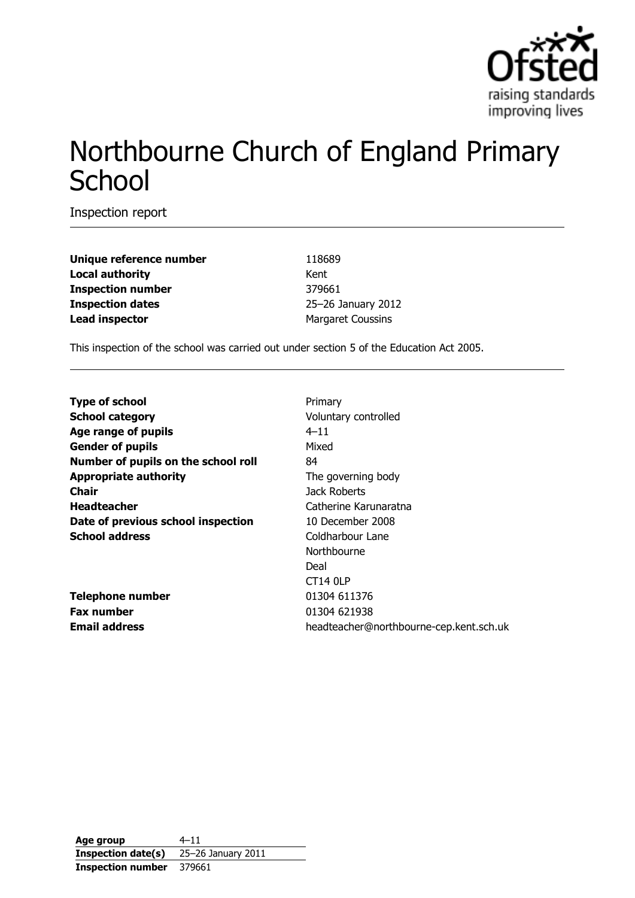# Northbourne Church of England Primary School

Inspection report

| | |
|---|---|
| **Unique reference number** | 118689 |
| **Local authority** | Kent |
| **Inspection number** | 379661 |
| **Inspection dates** | 25–26 January 2012 |
| **Lead inspector** | Margaret Coussins |

This inspection of the school was carried out under section 5 of the Education Act 2005.

| | |
|---|---|
| **Type of school** | Primary |
| **School category** | Voluntary controlled |
| **Age range of pupils** | 4–11 |
| **Gender of pupils** | Mixed |
| **Number of pupils on the school roll** | 84 |
| **Appropriate authority** | The governing body |
| **Chair** | Jack Roberts |
| **Headteacher** | Catherine Karunaratna |
| **Date of previous school inspection** | 10 December 2008 |
| **School address** | Coldharbour Lane<br>Northbourne<br>Deal<br>CT14 0LP |
| **Telephone number** | 01304 611376 |
| **Fax number** | 01304 621938 |
| **Email address** | headteacher@northbourne-cep.kent.sch.uk |

| | |
|---|---|
| **Age group** | 4–11 |
| **Inspection date(s)** | 25–26 January 2011 |
| **Inspection number** | 379661 |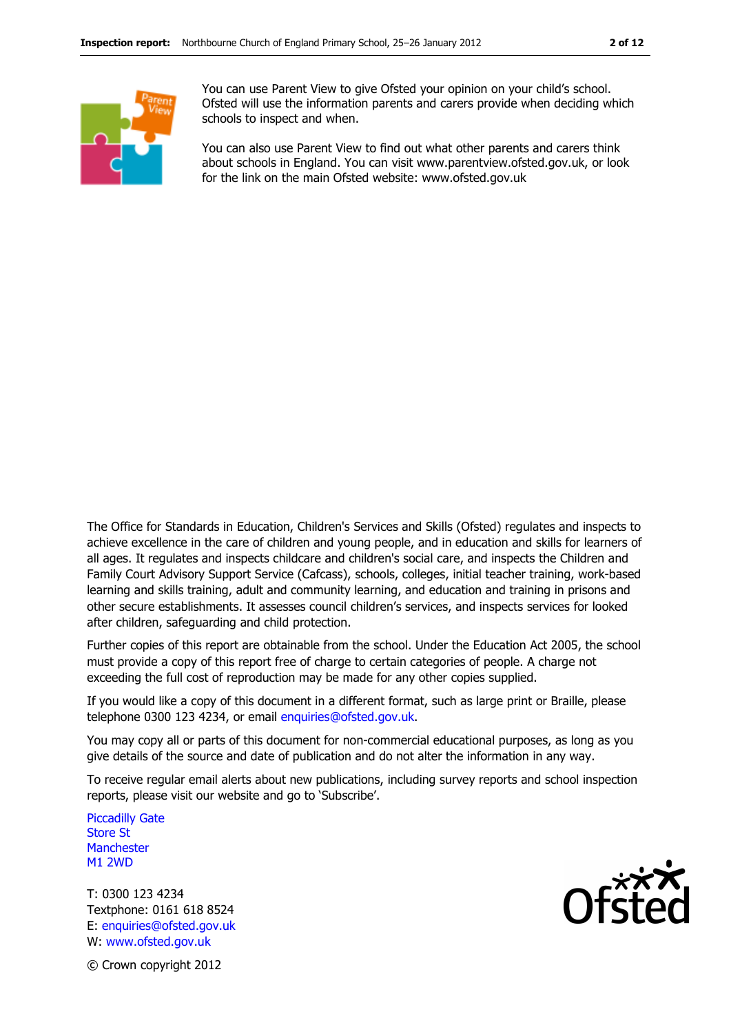You can use Parent View to give Ofsted your opinion on your child's school. Ofsted will use the information parents and carers provide when deciding which schools to inspect and when.

You can also use Parent View to find out what other parents and carers think about schools in England. You can visit www.parentview.ofsted.gov.uk, or look for the link on the main Ofsted website: www.ofsted.gov.uk

The Office for Standards in Education, Children's Services and Skills (Ofsted) regulates and inspects to achieve excellence in the care of children and young people, and in education and skills for learners of all ages. It regulates and inspects childcare and children's social care, and inspects the Children and Family Court Advisory Support Service (Cafcass), schools, colleges, initial teacher training, work-based learning and skills training, adult and community learning, and education and training in prisons and other secure establishments. It assesses council children's services, and inspects services for looked after children, safeguarding and child protection.

Further copies of this report are obtainable from the school. Under the Education Act 2005, the school must provide a copy of this report free of charge to certain categories of people. A charge not exceeding the full cost of reproduction may be made for any other copies supplied.

If you would like a copy of this document in a different format, such as large print or Braille, please telephone 0300 123 4234, or email enquiries@ofsted.gov.uk.

You may copy all or parts of this document for non-commercial educational purposes, as long as you give details of the source and date of publication and do not alter the information in any way.

To receive regular email alerts about new publications, including survey reports and school inspection reports, please visit our website and go to 'Subscribe'.

Piccadilly Gate
Store St
Manchester
M1 2WD

T: 0300 123 4234
Textphone: 0161 618 8524
E: enquiries@ofsted.gov.uk
W: www.ofsted.gov.uk

© Crown copyright 2012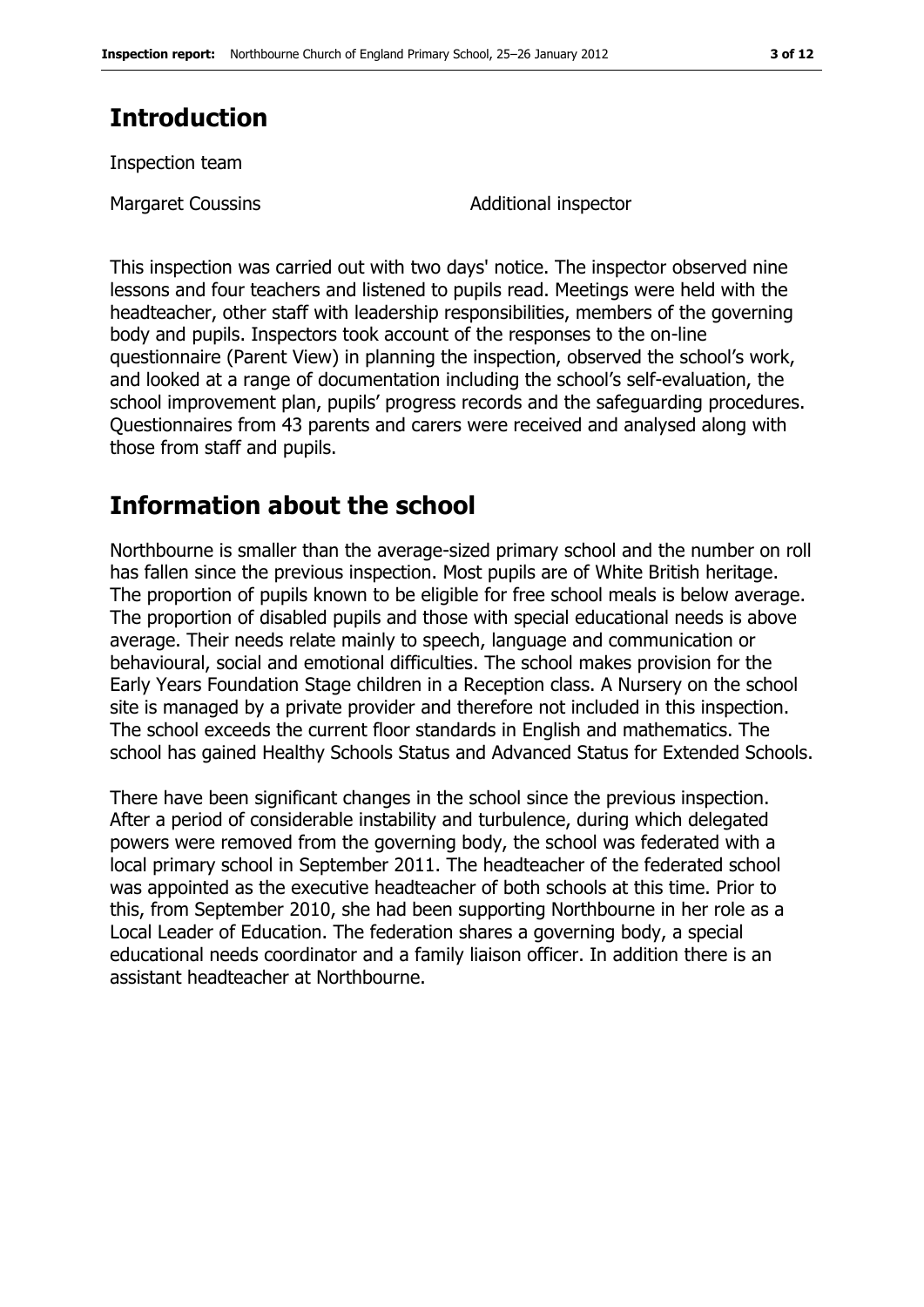## Introduction

Inspection team

| Margaret Coussins | Additional inspector |
|---|---|

This inspection was carried out with two days' notice. The inspector observed nine lessons and four teachers and listened to pupils read. Meetings were held with the headteacher, other staff with leadership responsibilities, members of the governing body and pupils. Inspectors took account of the responses to the on-line questionnaire (Parent View) in planning the inspection, observed the school's work, and looked at a range of documentation including the school's self-evaluation, the school improvement plan, pupils' progress records and the safeguarding procedures. Questionnaires from 43 parents and carers were received and analysed along with those from staff and pupils.

## Information about the school

Northbourne is smaller than the average-sized primary school and the number on roll has fallen since the previous inspection. Most pupils are of White British heritage. The proportion of pupils known to be eligible for free school meals is below average. The proportion of disabled pupils and those with special educational needs is above average. Their needs relate mainly to speech, language and communication or behavioural, social and emotional difficulties. The school makes provision for the Early Years Foundation Stage children in a Reception class. A Nursery on the school site is managed by a private provider and therefore not included in this inspection. The school exceeds the current floor standards in English and mathematics. The school has gained Healthy Schools Status and Advanced Status for Extended Schools.

There have been significant changes in the school since the previous inspection. After a period of considerable instability and turbulence, during which delegated powers were removed from the governing body, the school was federated with a local primary school in September 2011. The headteacher of the federated school was appointed as the executive headteacher of both schools at this time. Prior to this, from September 2010, she had been supporting Northbourne in her role as a Local Leader of Education. The federation shares a governing body, a special educational needs coordinator and a family liaison officer. In addition there is an assistant headteacher at Northbourne.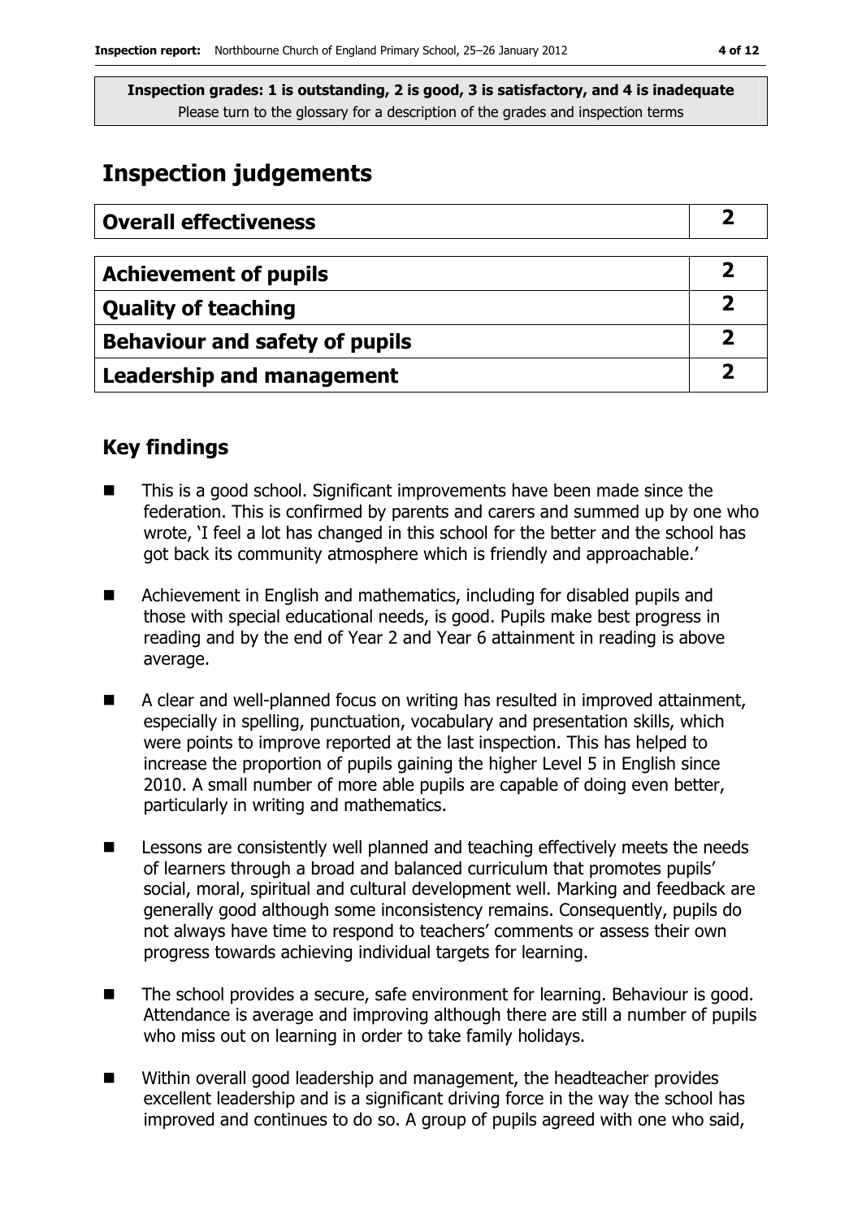**Inspection grades: 1 is outstanding, 2 is good, 3 is satisfactory, and 4 is inadequate**
Please turn to the glossary for a description of the grades and inspection terms

# Inspection judgements

| Overall effectiveness | 2 |
|---|---|
| **Achievement of pupils** | **2** |
| **Quality of teaching** | **2** |
| **Behaviour and safety of pupils** | **2** |
| **Leadership and management** | **2** |

## Key findings

- This is a good school. Significant improvements have been made since the federation. This is confirmed by parents and carers and summed up by one who wrote, 'I feel a lot has changed in this school for the better and the school has got back its community atmosphere which is friendly and approachable.'
- Achievement in English and mathematics, including for disabled pupils and those with special educational needs, is good. Pupils make best progress in reading and by the end of Year 2 and Year 6 attainment in reading is above average.
- A clear and well-planned focus on writing has resulted in improved attainment, especially in spelling, punctuation, vocabulary and presentation skills, which were points to improve reported at the last inspection. This has helped to increase the proportion of pupils gaining the higher Level 5 in English since 2010. A small number of more able pupils are capable of doing even better, particularly in writing and mathematics.
- Lessons are consistently well planned and teaching effectively meets the needs of learners through a broad and balanced curriculum that promotes pupils' social, moral, spiritual and cultural development well. Marking and feedback are generally good although some inconsistency remains. Consequently, pupils do not always have time to respond to teachers' comments or assess their own progress towards achieving individual targets for learning.
- The school provides a secure, safe environment for learning. Behaviour is good. Attendance is average and improving although there are still a number of pupils who miss out on learning in order to take family holidays.
- Within overall good leadership and management, the headteacher provides excellent leadership and is a significant driving force in the way the school has improved and continues to do so. A group of pupils agreed with one who said,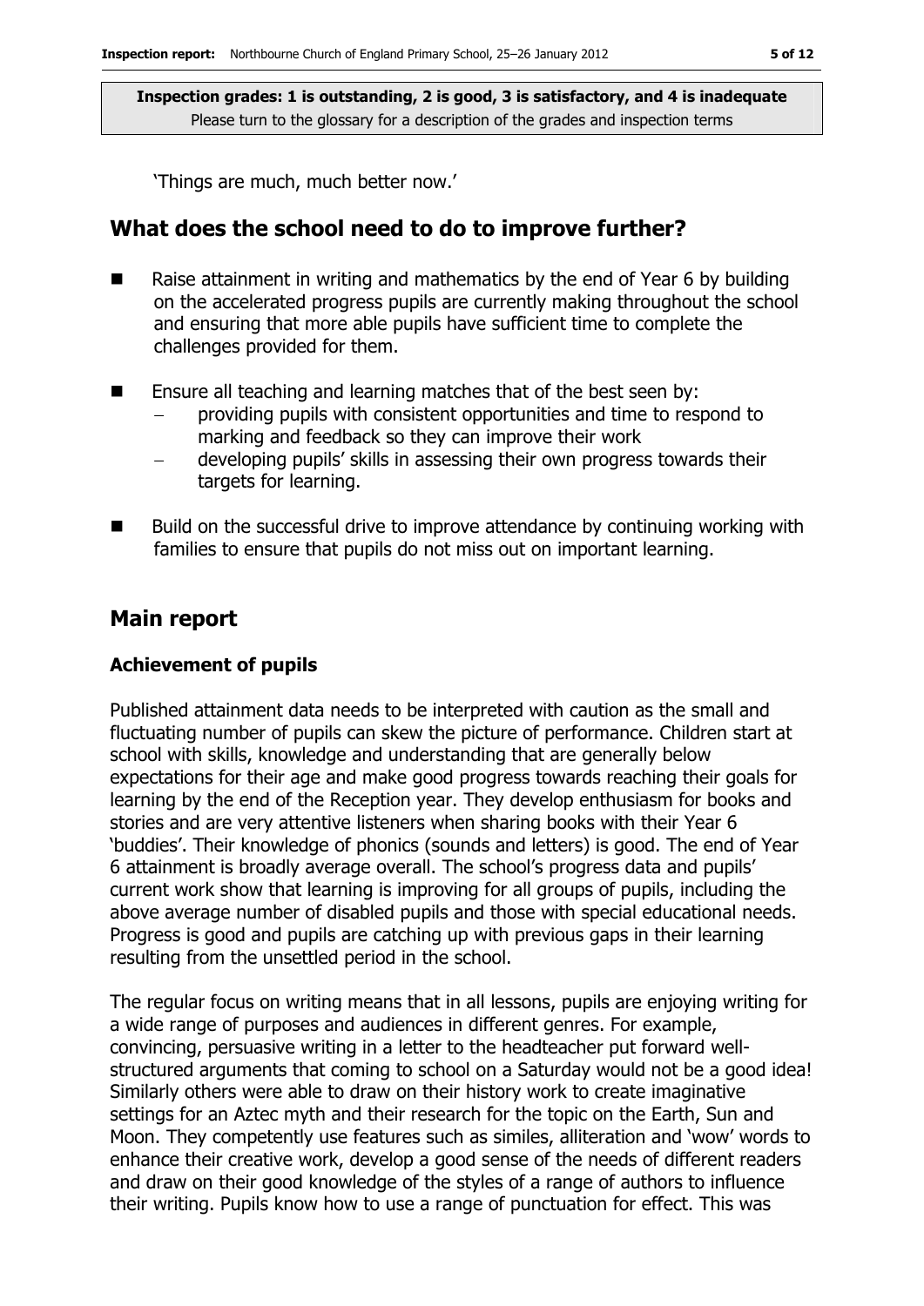'Things are much, much better now.'

## What does the school need to do to improve further?

- Raise attainment in writing and mathematics by the end of Year 6 by building on the accelerated progress pupils are currently making throughout the school and ensuring that more able pupils have sufficient time to complete the challenges provided for them.
- Ensure all teaching and learning matches that of the best seen by:
  - providing pupils with consistent opportunities and time to respond to marking and feedback so they can improve their work
  - developing pupils' skills in assessing their own progress towards their targets for learning.
- Build on the successful drive to improve attendance by continuing working with families to ensure that pupils do not miss out on important learning.

## Main report

### Achievement of pupils

Published attainment data needs to be interpreted with caution as the small and fluctuating number of pupils can skew the picture of performance. Children start at school with skills, knowledge and understanding that are generally below expectations for their age and make good progress towards reaching their goals for learning by the end of the Reception year. They develop enthusiasm for books and stories and are very attentive listeners when sharing books with their Year 6 'buddies'. Their knowledge of phonics (sounds and letters) is good. The end of Year 6 attainment is broadly average overall. The school's progress data and pupils' current work show that learning is improving for all groups of pupils, including the above average number of disabled pupils and those with special educational needs. Progress is good and pupils are catching up with previous gaps in their learning resulting from the unsettled period in the school.

The regular focus on writing means that in all lessons, pupils are enjoying writing for a wide range of purposes and audiences in different genres. For example, convincing, persuasive writing in a letter to the headteacher put forward well-structured arguments that coming to school on a Saturday would not be a good idea! Similarly others were able to draw on their history work to create imaginative settings for an Aztec myth and their research for the topic on the Earth, Sun and Moon. They competently use features such as similes, alliteration and 'wow' words to enhance their creative work, develop a good sense of the needs of different readers and draw on their good knowledge of the styles of a range of authors to influence their writing. Pupils know how to use a range of punctuation for effect. This was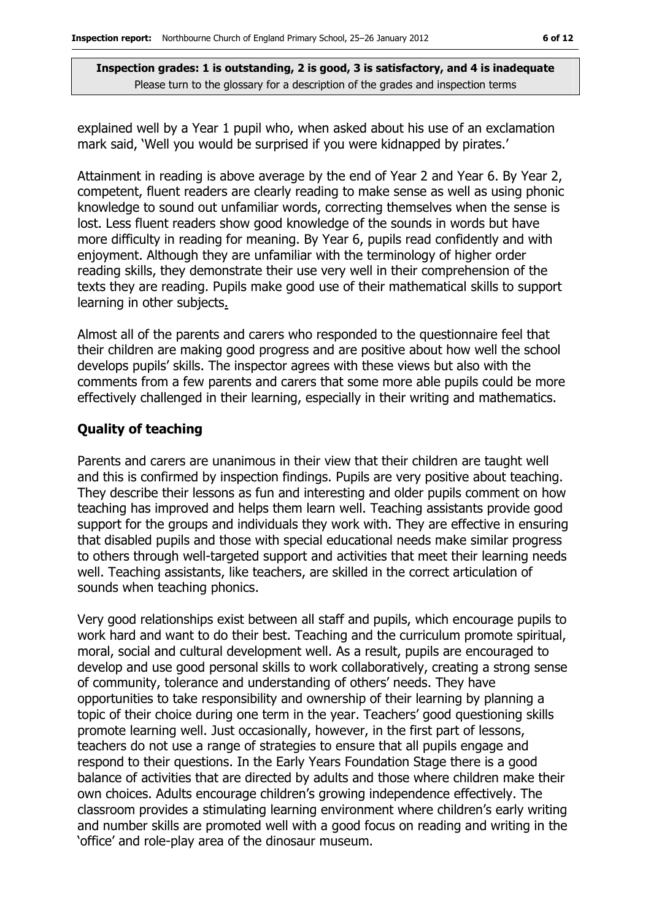**Inspection grades: 1 is outstanding, 2 is good, 3 is satisfactory, and 4 is inadequate**
Please turn to the glossary for a description of the grades and inspection terms

explained well by a Year 1 pupil who, when asked about his use of an exclamation mark said, 'Well you would be surprised if you were kidnapped by pirates.'

Attainment in reading is above average by the end of Year 2 and Year 6. By Year 2, competent, fluent readers are clearly reading to make sense as well as using phonic knowledge to sound out unfamiliar words, correcting themselves when the sense is lost. Less fluent readers show good knowledge of the sounds in words but have more difficulty in reading for meaning. By Year 6, pupils read confidently and with enjoyment. Although they are unfamiliar with the terminology of higher order reading skills, they demonstrate their use very well in their comprehension of the texts they are reading. Pupils make good use of their mathematical skills to support learning in other subjects.

Almost all of the parents and carers who responded to the questionnaire feel that their children are making good progress and are positive about how well the school develops pupils' skills. The inspector agrees with these views but also with the comments from a few parents and carers that some more able pupils could be more effectively challenged in their learning, especially in their writing and mathematics.

### Quality of teaching

Parents and carers are unanimous in their view that their children are taught well and this is confirmed by inspection findings. Pupils are very positive about teaching. They describe their lessons as fun and interesting and older pupils comment on how teaching has improved and helps them learn well. Teaching assistants provide good support for the groups and individuals they work with. They are effective in ensuring that disabled pupils and those with special educational needs make similar progress to others through well-targeted support and activities that meet their learning needs well. Teaching assistants, like teachers, are skilled in the correct articulation of sounds when teaching phonics.

Very good relationships exist between all staff and pupils, which encourage pupils to work hard and want to do their best. Teaching and the curriculum promote spiritual, moral, social and cultural development well. As a result, pupils are encouraged to develop and use good personal skills to work collaboratively, creating a strong sense of community, tolerance and understanding of others' needs. They have opportunities to take responsibility and ownership of their learning by planning a topic of their choice during one term in the year. Teachers' good questioning skills promote learning well. Just occasionally, however, in the first part of lessons, teachers do not use a range of strategies to ensure that all pupils engage and respond to their questions. In the Early Years Foundation Stage there is a good balance of activities that are directed by adults and those where children make their own choices. Adults encourage children's growing independence effectively. The classroom provides a stimulating learning environment where children's early writing and number skills are promoted well with a good focus on reading and writing in the 'office' and role-play area of the dinosaur museum.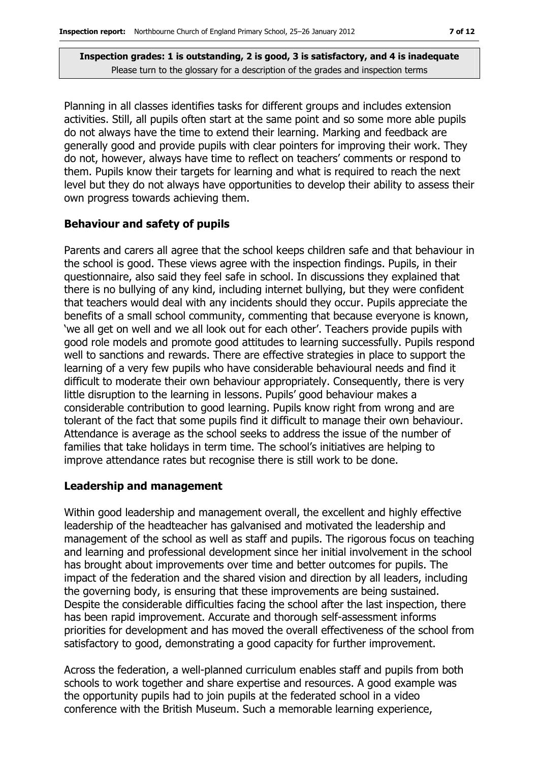**Inspection grades: 1 is outstanding, 2 is good, 3 is satisfactory, and 4 is inadequate**
Please turn to the glossary for a description of the grades and inspection terms

Planning in all classes identifies tasks for different groups and includes extension activities. Still, all pupils often start at the same point and so some more able pupils do not always have the time to extend their learning. Marking and feedback are generally good and provide pupils with clear pointers for improving their work. They do not, however, always have time to reflect on teachers' comments or respond to them. Pupils know their targets for learning and what is required to reach the next level but they do not always have opportunities to develop their ability to assess their own progress towards achieving them.

## Behaviour and safety of pupils

Parents and carers all agree that the school keeps children safe and that behaviour in the school is good. These views agree with the inspection findings. Pupils, in their questionnaire, also said they feel safe in school. In discussions they explained that there is no bullying of any kind, including internet bullying, but they were confident that teachers would deal with any incidents should they occur. Pupils appreciate the benefits of a small school community, commenting that because everyone is known, 'we all get on well and we all look out for each other'. Teachers provide pupils with good role models and promote good attitudes to learning successfully. Pupils respond well to sanctions and rewards. There are effective strategies in place to support the learning of a very few pupils who have considerable behavioural needs and find it difficult to moderate their own behaviour appropriately. Consequently, there is very little disruption to the learning in lessons. Pupils' good behaviour makes a considerable contribution to good learning. Pupils know right from wrong and are tolerant of the fact that some pupils find it difficult to manage their own behaviour. Attendance is average as the school seeks to address the issue of the number of families that take holidays in term time. The school's initiatives are helping to improve attendance rates but recognise there is still work to be done.

## Leadership and management

Within good leadership and management overall, the excellent and highly effective leadership of the headteacher has galvanised and motivated the leadership and management of the school as well as staff and pupils. The rigorous focus on teaching and learning and professional development since her initial involvement in the school has brought about improvements over time and better outcomes for pupils. The impact of the federation and the shared vision and direction by all leaders, including the governing body, is ensuring that these improvements are being sustained. Despite the considerable difficulties facing the school after the last inspection, there has been rapid improvement. Accurate and thorough self-assessment informs priorities for development and has moved the overall effectiveness of the school from satisfactory to good, demonstrating a good capacity for further improvement.

Across the federation, a well-planned curriculum enables staff and pupils from both schools to work together and share expertise and resources. A good example was the opportunity pupils had to join pupils at the federated school in a video conference with the British Museum. Such a memorable learning experience,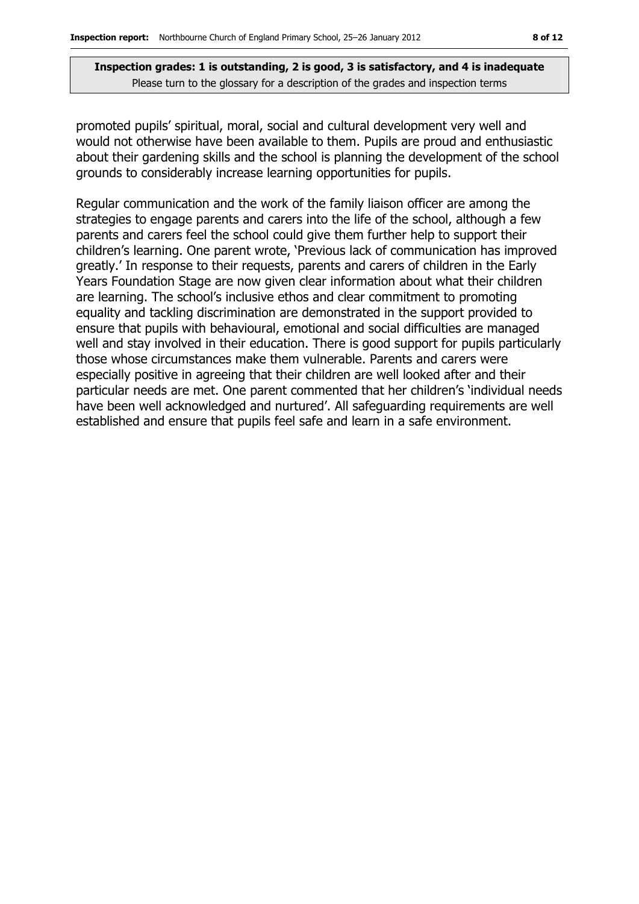**Inspection grades: 1 is outstanding, 2 is good, 3 is satisfactory, and 4 is inadequate**
Please turn to the glossary for a description of the grades and inspection terms

promoted pupils' spiritual, moral, social and cultural development very well and would not otherwise have been available to them. Pupils are proud and enthusiastic about their gardening skills and the school is planning the development of the school grounds to considerably increase learning opportunities for pupils.

Regular communication and the work of the family liaison officer are among the strategies to engage parents and carers into the life of the school, although a few parents and carers feel the school could give them further help to support their children's learning. One parent wrote, 'Previous lack of communication has improved greatly.' In response to their requests, parents and carers of children in the Early Years Foundation Stage are now given clear information about what their children are learning. The school's inclusive ethos and clear commitment to promoting equality and tackling discrimination are demonstrated in the support provided to ensure that pupils with behavioural, emotional and social difficulties are managed well and stay involved in their education. There is good support for pupils particularly those whose circumstances make them vulnerable. Parents and carers were especially positive in agreeing that their children are well looked after and their particular needs are met. One parent commented that her children's 'individual needs have been well acknowledged and nurtured'. All safeguarding requirements are well established and ensure that pupils feel safe and learn in a safe environment.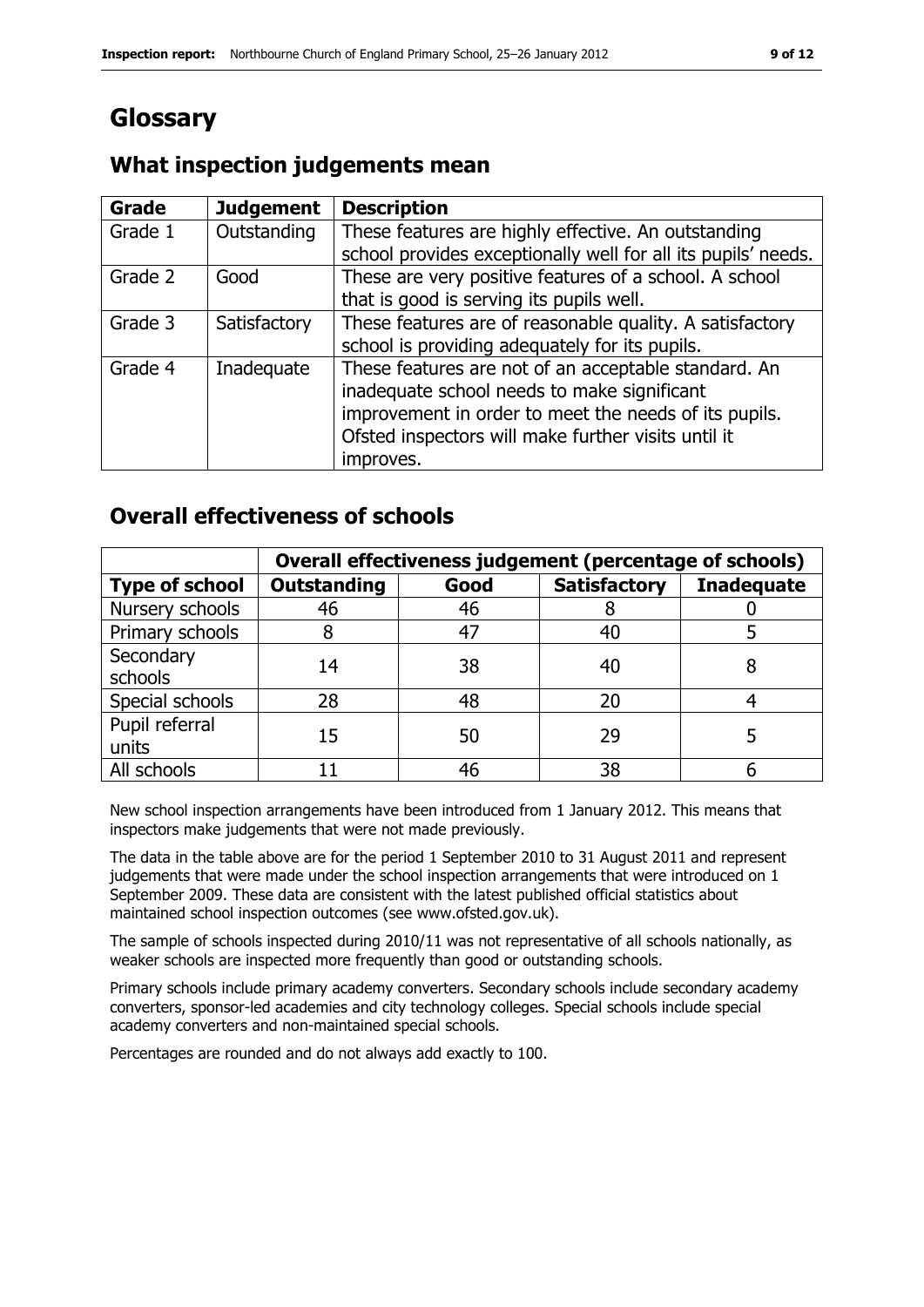# Glossary

## What inspection judgements mean

| Grade | Judgement | Description |
| --- | --- | --- |
| Grade 1 | Outstanding | These features are highly effective. An outstanding school provides exceptionally well for all its pupils' needs. |
| Grade 2 | Good | These are very positive features of a school. A school that is good is serving its pupils well. |
| Grade 3 | Satisfactory | These features are of reasonable quality. A satisfactory school is providing adequately for its pupils. |
| Grade 4 | Inadequate | These features are not of an acceptable standard. An inadequate school needs to make significant improvement in order to meet the needs of its pupils. Ofsted inspectors will make further visits until it improves. |

## Overall effectiveness of schools

| | Overall effectiveness judgement (percentage of schools) | | | |
| --- | --- | --- | --- | --- |
| **Type of school** | **Outstanding** | **Good** | **Satisfactory** | **Inadequate** |
| Nursery schools | 46 | 46 | 8 | 0 |
| Primary schools | 8 | 47 | 40 | 5 |
| Secondary schools | 14 | 38 | 40 | 8 |
| Special schools | 28 | 48 | 20 | 4 |
| Pupil referral units | 15 | 50 | 29 | 5 |
| All schools | 11 | 46 | 38 | 6 |

New school inspection arrangements have been introduced from 1 January 2012. This means that inspectors make judgements that were not made previously.

The data in the table above are for the period 1 September 2010 to 31 August 2011 and represent judgements that were made under the school inspection arrangements that were introduced on 1 September 2009. These data are consistent with the latest published official statistics about maintained school inspection outcomes (see www.ofsted.gov.uk).

The sample of schools inspected during 2010/11 was not representative of all schools nationally, as weaker schools are inspected more frequently than good or outstanding schools.

Primary schools include primary academy converters. Secondary schools include secondary academy converters, sponsor-led academies and city technology colleges. Special schools include special academy converters and non-maintained special schools.

Percentages are rounded and do not always add exactly to 100.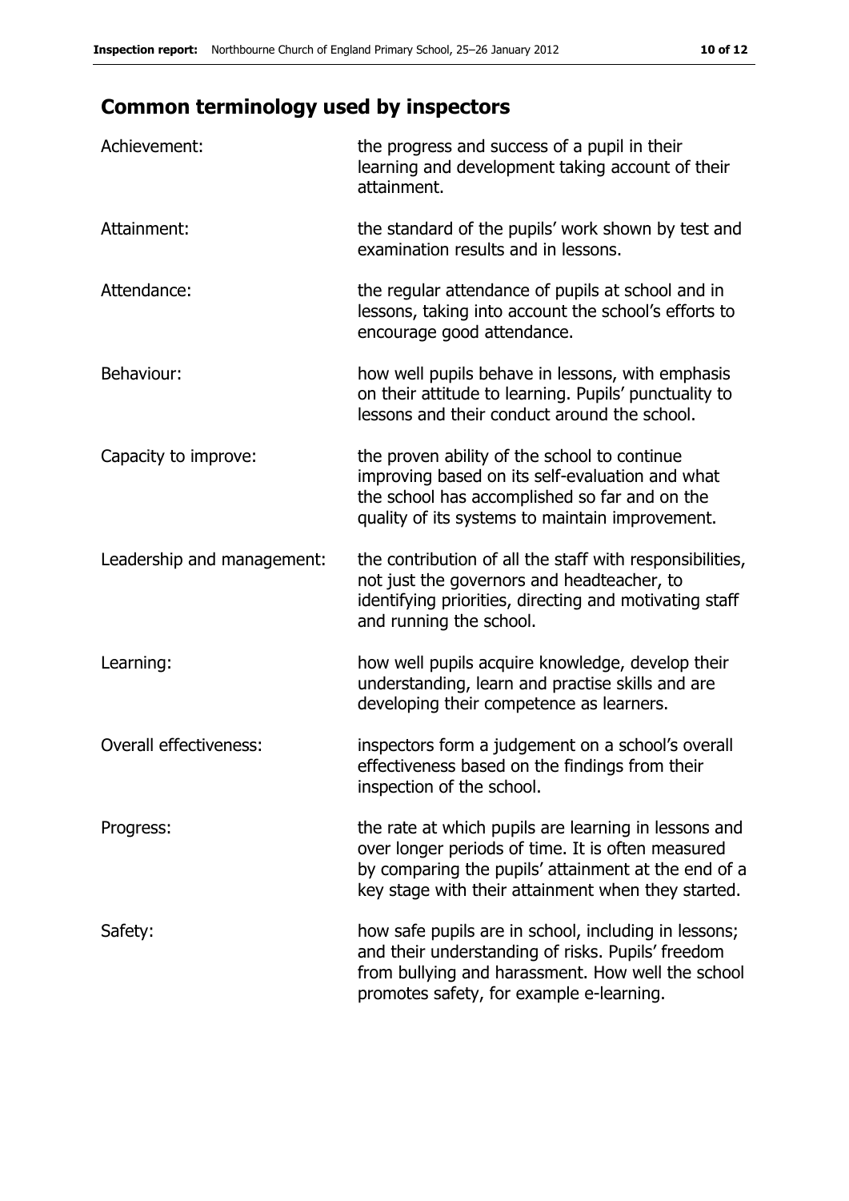## Common terminology used by inspectors

| | |
|---|---|
| Achievement: | the progress and success of a pupil in their learning and development taking account of their attainment. |
| Attainment: | the standard of the pupils' work shown by test and examination results and in lessons. |
| Attendance: | the regular attendance of pupils at school and in lessons, taking into account the school's efforts to encourage good attendance. |
| Behaviour: | how well pupils behave in lessons, with emphasis on their attitude to learning. Pupils' punctuality to lessons and their conduct around the school. |
| Capacity to improve: | the proven ability of the school to continue improving based on its self-evaluation and what the school has accomplished so far and on the quality of its systems to maintain improvement. |
| Leadership and management: | the contribution of all the staff with responsibilities, not just the governors and headteacher, to identifying priorities, directing and motivating staff and running the school. |
| Learning: | how well pupils acquire knowledge, develop their understanding, learn and practise skills and are developing their competence as learners. |
| Overall effectiveness: | inspectors form a judgement on a school's overall effectiveness based on the findings from their inspection of the school. |
| Progress: | the rate at which pupils are learning in lessons and over longer periods of time. It is often measured by comparing the pupils' attainment at the end of a key stage with their attainment when they started. |
| Safety: | how safe pupils are in school, including in lessons; and their understanding of risks. Pupils' freedom from bullying and harassment. How well the school promotes safety, for example e-learning. |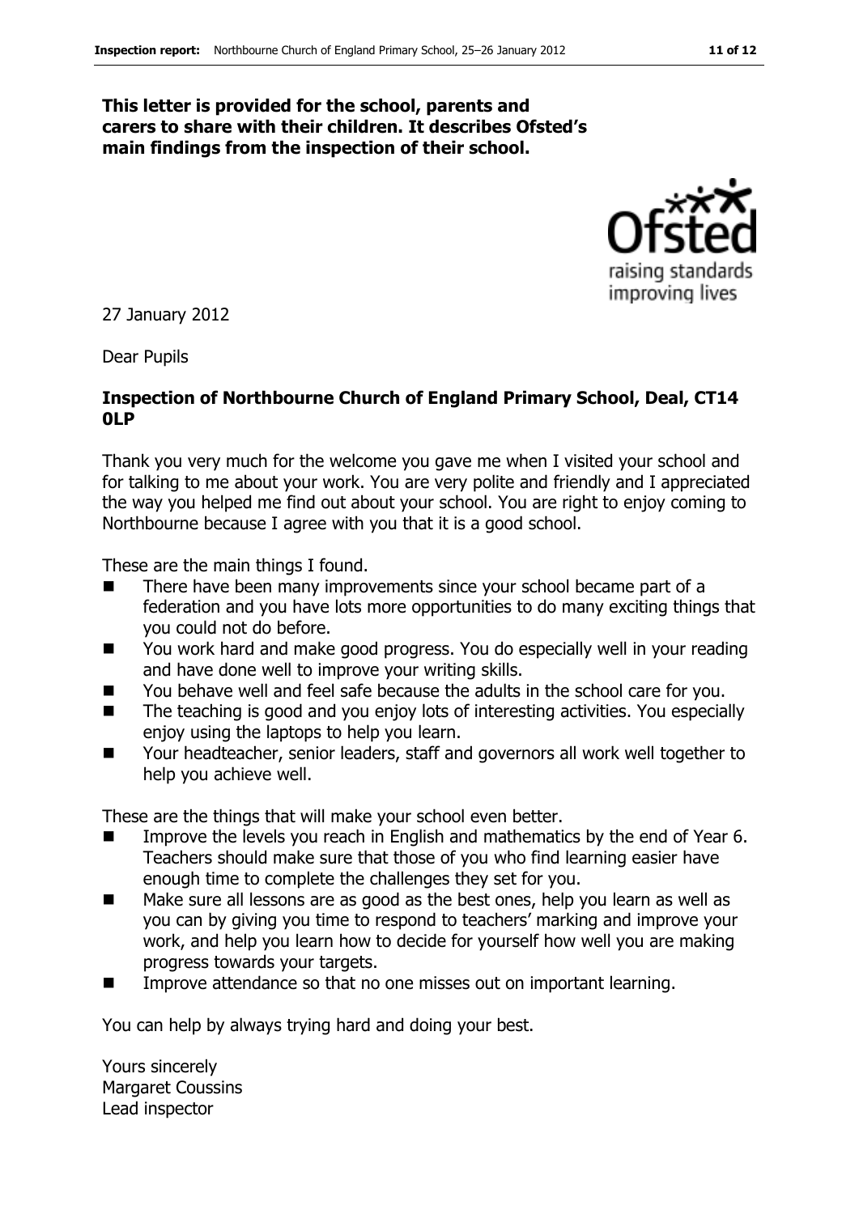**This letter is provided for the school, parents and carers to share with their children. It describes Ofsted's main findings from the inspection of their school.**

27 January 2012

Dear Pupils

**Inspection of Northbourne Church of England Primary School, Deal, CT14 0LP**

Thank you very much for the welcome you gave me when I visited your school and for talking to me about your work. You are very polite and friendly and I appreciated the way you helped me find out about your school. You are right to enjoy coming to Northbourne because I agree with you that it is a good school.

These are the main things I found.

- There have been many improvements since your school became part of a federation and you have lots more opportunities to do many exciting things that you could not do before.
- You work hard and make good progress. You do especially well in your reading and have done well to improve your writing skills.
- You behave well and feel safe because the adults in the school care for you.
- The teaching is good and you enjoy lots of interesting activities. You especially enjoy using the laptops to help you learn.
- Your headteacher, senior leaders, staff and governors all work well together to help you achieve well.

These are the things that will make your school even better.

- Improve the levels you reach in English and mathematics by the end of Year 6. Teachers should make sure that those of you who find learning easier have enough time to complete the challenges they set for you.
- Make sure all lessons are as good as the best ones, help you learn as well as you can by giving you time to respond to teachers' marking and improve your work, and help you learn how to decide for yourself how well you are making progress towards your targets.
- Improve attendance so that no one misses out on important learning.

You can help by always trying hard and doing your best.

Yours sincerely
Margaret Coussins
Lead inspector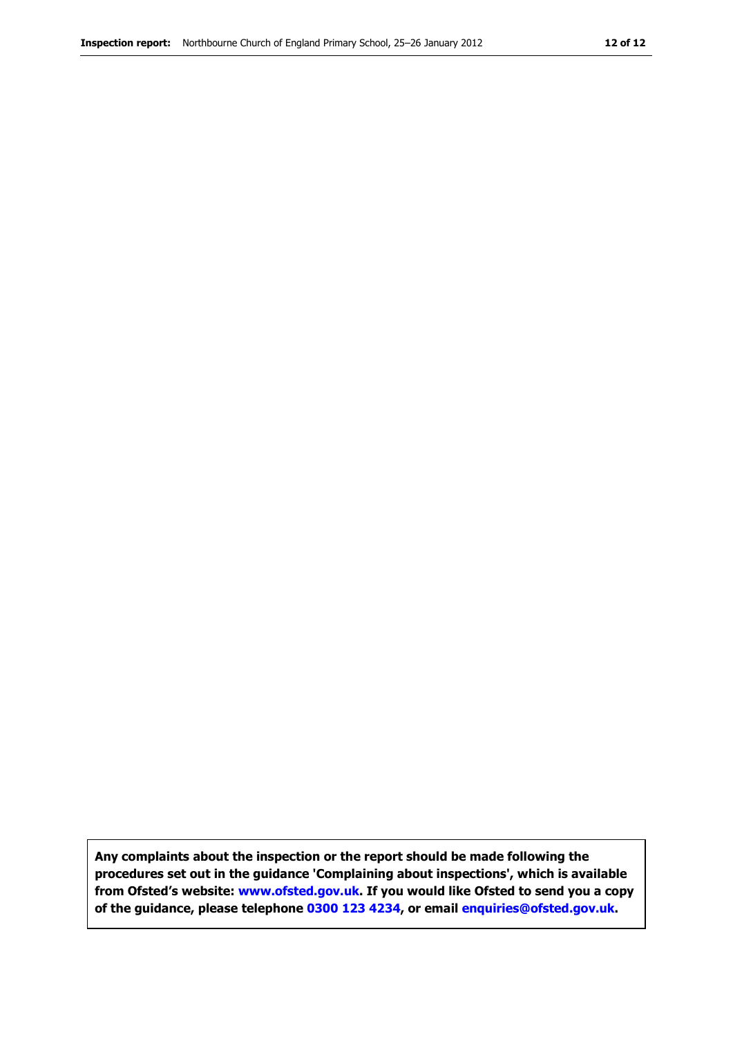**Any complaints about the inspection or the report should be made following the procedures set out in the guidance 'Complaining about inspections', which is available from Ofsted's website: www.ofsted.gov.uk. If you would like Ofsted to send you a copy of the guidance, please telephone 0300 123 4234, or email enquiries@ofsted.gov.uk.**